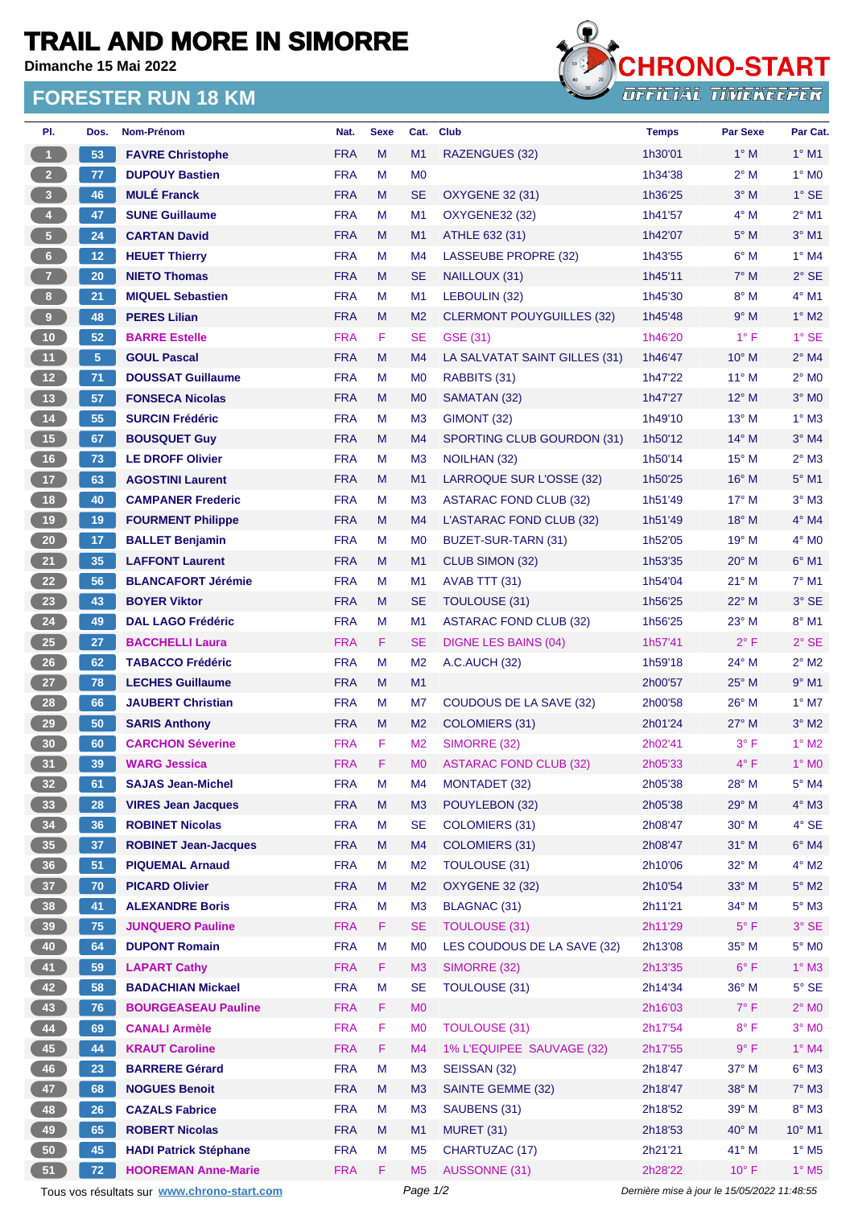# TRAIL AND MORE IN SIMORRE

**Dimanche 15 Mai 2022**

## FORESTER RUN 18 KM

CHRONO-START
OFFICIAL TIMEKEEPER

| Pl. | Dos. | Nom-Prénom | Nat. | Sexe | Cat. | Club | Temps | Par Sexe | Par Cat. |
|---|---|---|---|---|---|---|---|---|---|
| 1 | 53 | FAVRE Christophe | FRA | M | M1 | RAZENGUES (32) | 1h30'01 | 1° M | 1° M1 |
| 2 | 77 | DUPOUY Bastien | FRA | M | M0 | | 1h34'38 | 2° M | 1° M0 |
| 3 | 46 | MULÉ Franck | FRA | M | SE | OXYGENE 32 (31) | 1h36'25 | 3° M | 1° SE |
| 4 | 47 | SUNE Guillaume | FRA | M | M1 | OXYGENE32 (32) | 1h41'57 | 4° M | 2° M1 |
| 5 | 24 | CARTAN David | FRA | M | M1 | ATHLE 632 (31) | 1h42'07 | 5° M | 3° M1 |
| 6 | 12 | HEUET Thierry | FRA | M | M4 | LASSEUBE PROPRE (32) | 1h43'55 | 6° M | 1° M4 |
| 7 | 20 | NIETO Thomas | FRA | M | SE | NAILLOUX (31) | 1h45'11 | 7° M | 2° SE |
| 8 | 21 | MIQUEL Sebastien | FRA | M | M1 | LEBOULIN (32) | 1h45'30 | 8° M | 4° M1 |
| 9 | 48 | PERES Lilian | FRA | M | M2 | CLERMONT POUYGUILLES (32) | 1h45'48 | 9° M | 1° M2 |
| 10 | 52 | BARRE Estelle | FRA | F | SE | GSE (31) | 1h46'20 | 1° F | 1° SE |
| 11 | 5 | GOUL Pascal | FRA | M | M4 | LA SALVATAT SAINT GILLES (31) | 1h46'47 | 10° M | 2° M4 |
| 12 | 71 | DOUSSAT Guillaume | FRA | M | M0 | RABBITS (31) | 1h47'22 | 11° M | 2° M0 |
| 13 | 57 | FONSECA Nicolas | FRA | M | M0 | SAMATAN (32) | 1h47'27 | 12° M | 3° M0 |
| 14 | 55 | SURCIN Frédéric | FRA | M | M3 | GIMONT (32) | 1h49'10 | 13° M | 1° M3 |
| 15 | 67 | BOUSQUET Guy | FRA | M | M4 | SPORTING CLUB GOURDON (31) | 1h50'12 | 14° M | 3° M4 |
| 16 | 73 | LE DROFF Olivier | FRA | M | M3 | NOILHAN (32) | 1h50'14 | 15° M | 2° M3 |
| 17 | 63 | AGOSTINI Laurent | FRA | M | M1 | LARROQUE SUR L'OSSE (32) | 1h50'25 | 16° M | 5° M1 |
| 18 | 40 | CAMPANER Frederic | FRA | M | M3 | ASTARAC FOND CLUB (32) | 1h51'49 | 17° M | 3° M3 |
| 19 | 19 | FOURMENT Philippe | FRA | M | M4 | L'ASTARAC FOND CLUB (32) | 1h51'49 | 18° M | 4° M4 |
| 20 | 17 | BALLET Benjamin | FRA | M | M0 | BUZET-SUR-TARN (31) | 1h52'05 | 19° M | 4° M0 |
| 21 | 35 | LAFFONT Laurent | FRA | M | M1 | CLUB SIMON (32) | 1h53'35 | 20° M | 6° M1 |
| 22 | 56 | BLANCAFORT Jérémie | FRA | M | M1 | AVAB TTT (31) | 1h54'04 | 21° M | 7° M1 |
| 23 | 43 | BOYER Viktor | FRA | M | SE | TOULOUSE (31) | 1h56'25 | 22° M | 3° SE |
| 24 | 49 | DAL LAGO Frédéric | FRA | M | M1 | ASTARAC FOND CLUB (32) | 1h56'25 | 23° M | 8° M1 |
| 25 | 27 | BACCHELLI Laura | FRA | F | SE | DIGNE LES BAINS (04) | 1h57'41 | 2° F | 2° SE |
| 26 | 62 | TABACCO Frédéric | FRA | M | M2 | A.C.AUCH (32) | 1h59'18 | 24° M | 2° M2 |
| 27 | 78 | LECHES Guillaume | FRA | M | M1 | | 2h00'57 | 25° M | 9° M1 |
| 28 | 66 | JAUBERT Christian | FRA | M | M7 | COUDOUS DE LA SAVE (32) | 2h00'58 | 26° M | 1° M7 |
| 29 | 50 | SARIS Anthony | FRA | M | M2 | COLOMIERS (31) | 2h01'24 | 27° M | 3° M2 |
| 30 | 60 | CARCHON Séverine | FRA | F | M2 | SIMORRE (32) | 2h02'41 | 3° F | 1° M2 |
| 31 | 39 | WARG Jessica | FRA | F | M0 | ASTARAC FOND CLUB (32) | 2h05'33 | 4° F | 1° M0 |
| 32 | 61 | SAJAS Jean-Michel | FRA | M | M4 | MONTADET (32) | 2h05'38 | 28° M | 5° M4 |
| 33 | 28 | VIRES Jean Jacques | FRA | M | M3 | POUYLEBON (32) | 2h05'38 | 29° M | 4° M3 |
| 34 | 36 | ROBINET Nicolas | FRA | M | SE | COLOMIERS (31) | 2h08'47 | 30° M | 4° SE |
| 35 | 37 | ROBINET Jean-Jacques | FRA | M | M4 | COLOMIERS (31) | 2h08'47 | 31° M | 6° M4 |
| 36 | 51 | PIQUEMAL Arnaud | FRA | M | M2 | TOULOUSE (31) | 2h10'06 | 32° M | 4° M2 |
| 37 | 70 | PICARD Olivier | FRA | M | M2 | OXYGENE 32 (32) | 2h10'54 | 33° M | 5° M2 |
| 38 | 41 | ALEXANDRE Boris | FRA | M | M3 | BLAGNAC (31) | 2h11'21 | 34° M | 5° M3 |
| 39 | 75 | JUNQUERO Pauline | FRA | F | SE | TOULOUSE (31) | 2h11'29 | 5° F | 3° SE |
| 40 | 64 | DUPONT Romain | FRA | M | M0 | LES COUDOUS DE LA SAVE (32) | 2h13'08 | 35° M | 5° M0 |
| 41 | 59 | LAPART Cathy | FRA | F | M3 | SIMORRE (32) | 2h13'35 | 6° F | 1° M3 |
| 42 | 58 | BADACHIAN Mickael | FRA | M | SE | TOULOUSE (31) | 2h14'34 | 36° M | 5° SE |
| 43 | 76 | BOURGEASEAU Pauline | FRA | F | M0 | | 2h16'03 | 7° F | 2° M0 |
| 44 | 69 | CANALI Armèle | FRA | F | M0 | TOULOUSE (31) | 2h17'54 | 8° F | 3° M0 |
| 45 | 44 | KRAUT Caroline | FRA | F | M4 | 1% L'EQUIPEE SAUVAGE (32) | 2h17'55 | 9° F | 1° M4 |
| 46 | 23 | BARRERE Gérard | FRA | M | M3 | SEISSAN (32) | 2h18'47 | 37° M | 6° M3 |
| 47 | 68 | NOGUES Benoit | FRA | M | M3 | SAINTE GEMME (32) | 2h18'47 | 38° M | 7° M3 |
| 48 | 26 | CAZALS Fabrice | FRA | M | M3 | SAUBENS (31) | 2h18'52 | 39° M | 8° M3 |
| 49 | 65 | ROBERT Nicolas | FRA | M | M1 | MURET (31) | 2h18'53 | 40° M | 10° M1 |
| 50 | 45 | HADI Patrick Stéphane | FRA | M | M5 | CHARTUZAC (17) | 2h21'21 | 41° M | 1° M5 |
| 51 | 72 | HOOREMAN Anne-Marie | FRA | F | M5 | AUSSONNE (31) | 2h28'22 | 10° F | 1° M5 |

Tous vos résultats sur www.chrono-start.com — Dernière mise à jour le 15/05/2022 11:48:55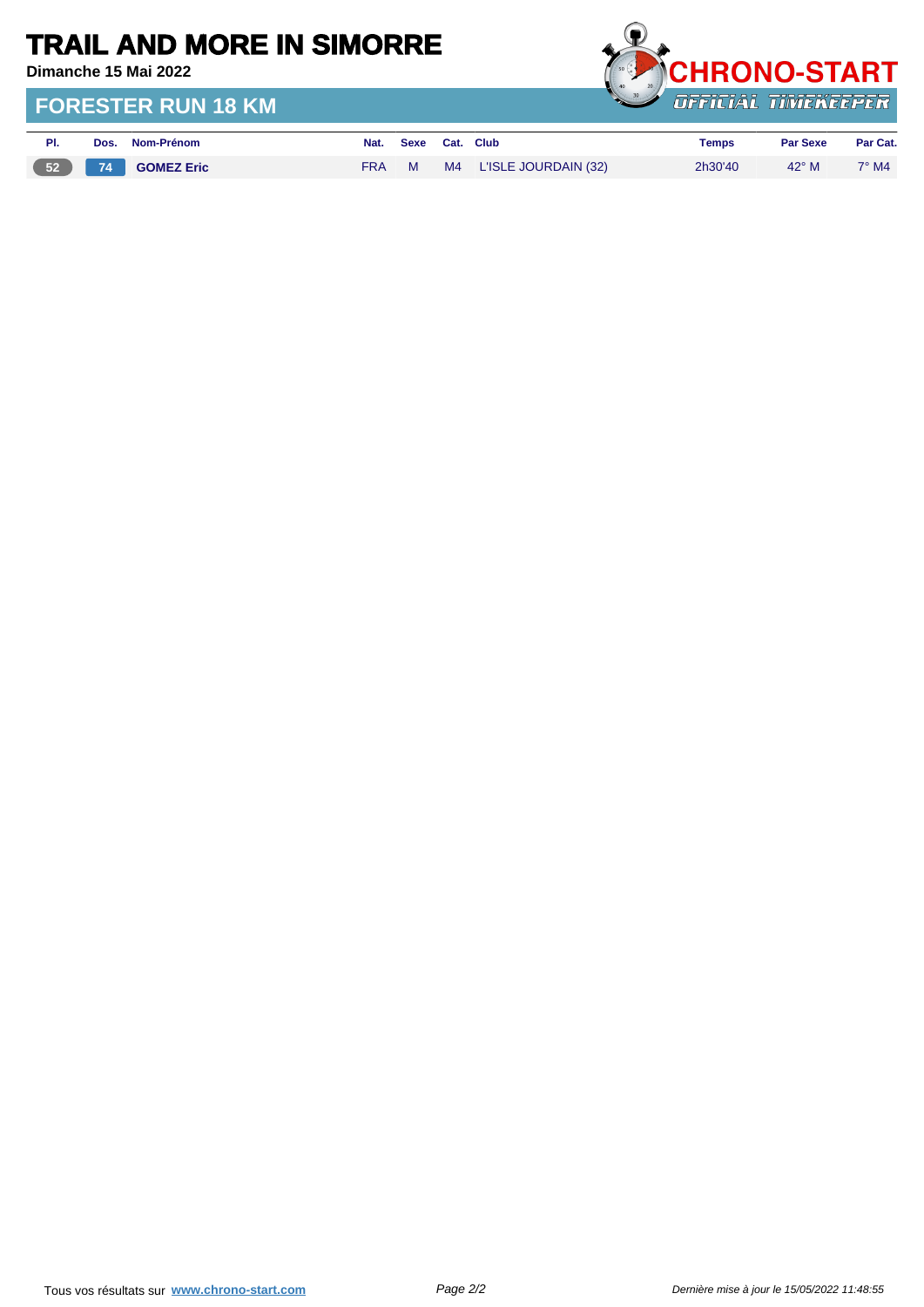# TRAIL AND MORE IN SIMORRE

**Dimanche 15 Mai 2022**

CHRONO-START

OFFICIAL TIMEKEEPER

## FORESTER RUN 18 KM

| Pl. | Dos. | Nom-Prénom | Nat. | Sexe | Cat. | Club | Temps | Par Sexe | Par Cat. |
|---|---|---|---|---|---|---|---|---|---|
| 52 | 74 | **GOMEZ Eric** | FRA | M | M4 | L'ISLE JOURDAIN (32) | 2h30'40 | 42° M | 7° M4 |

Tous vos résultats sur **www.chrono-start.com**

*Dernière mise à jour le 15/05/2022 11:48:55*